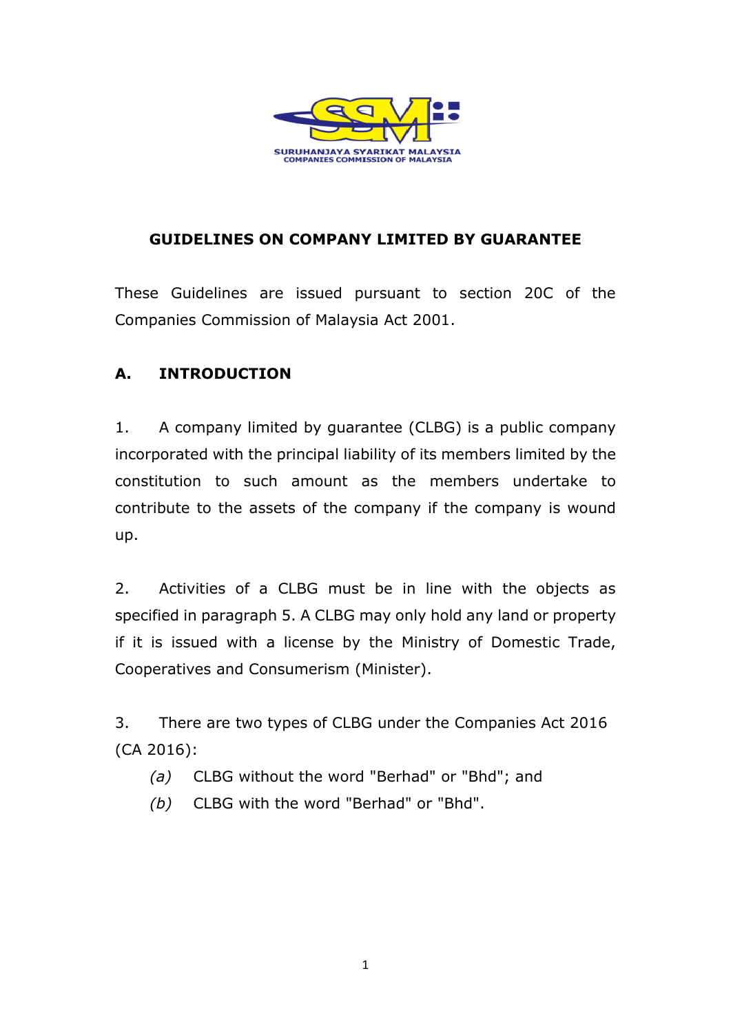# GUIDELINES ON COMPANY LIMITED BY GUARANTEE

These Guidelines are issued pursuant to section 20C of the Companies Commission of Malaysia Act 2001.

## A. INTRODUCTION

1. A company limited by guarantee (CLBG) is a public company incorporated with the principal liability of its members limited by the constitution to such amount as the members undertake to contribute to the assets of the company if the company is wound up.

2. Activities of a CLBG must be in line with the objects as specified in paragraph 5. A CLBG may only hold any land or property if it is issued with a license by the Ministry of Domestic Trade, Cooperatives and Consumerism (Minister).

3. There are two types of CLBG under the Companies Act 2016 (CA 2016):

   *(a)* CLBG without the word "Berhad" or "Bhd"; and

   *(b)* CLBG with the word "Berhad" or "Bhd".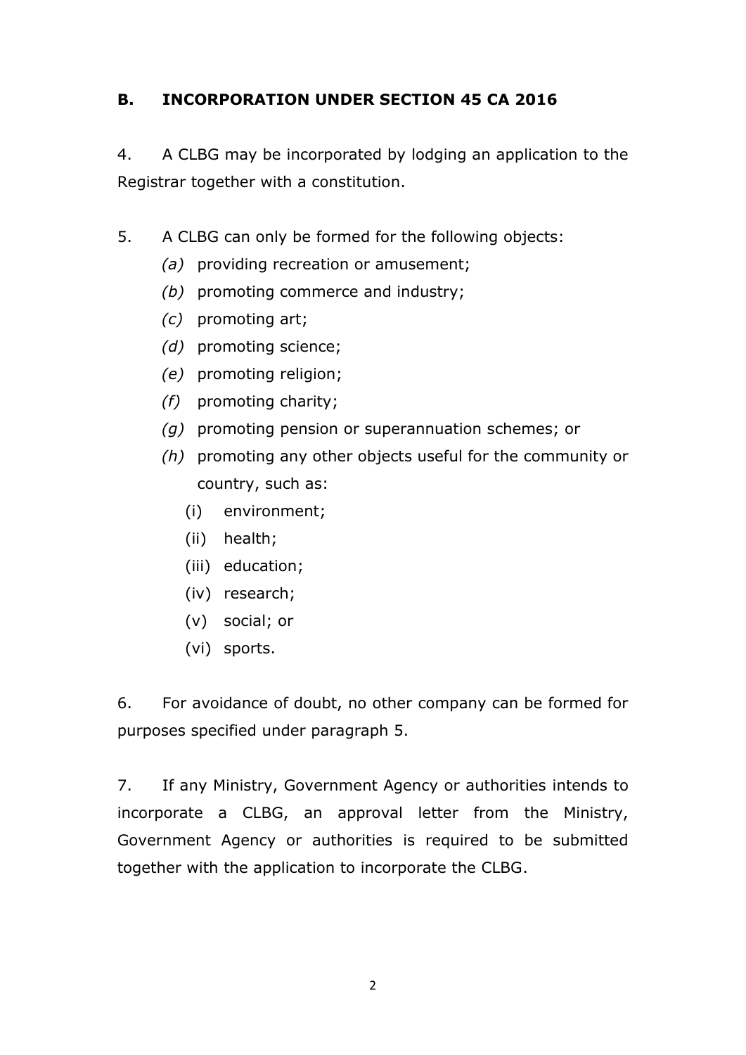## B. INCORPORATION UNDER SECTION 45 CA 2016

4. A CLBG may be incorporated by lodging an application to the Registrar together with a constitution.

5. A CLBG can only be formed for the following objects:

   *(a)* providing recreation or amusement;

   *(b)* promoting commerce and industry;

   *(c)* promoting art;

   *(d)* promoting science;

   *(e)* promoting religion;

   *(f)* promoting charity;

   *(g)* promoting pension or superannuation schemes; or

   *(h)* promoting any other objects useful for the community or country, such as:

      (i) environment;

      (ii) health;

      (iii) education;

      (iv) research;

      (v) social; or

      (vi) sports.

6. For avoidance of doubt, no other company can be formed for purposes specified under paragraph 5.

7. If any Ministry, Government Agency or authorities intends to incorporate a CLBG, an approval letter from the Ministry, Government Agency or authorities is required to be submitted together with the application to incorporate the CLBG.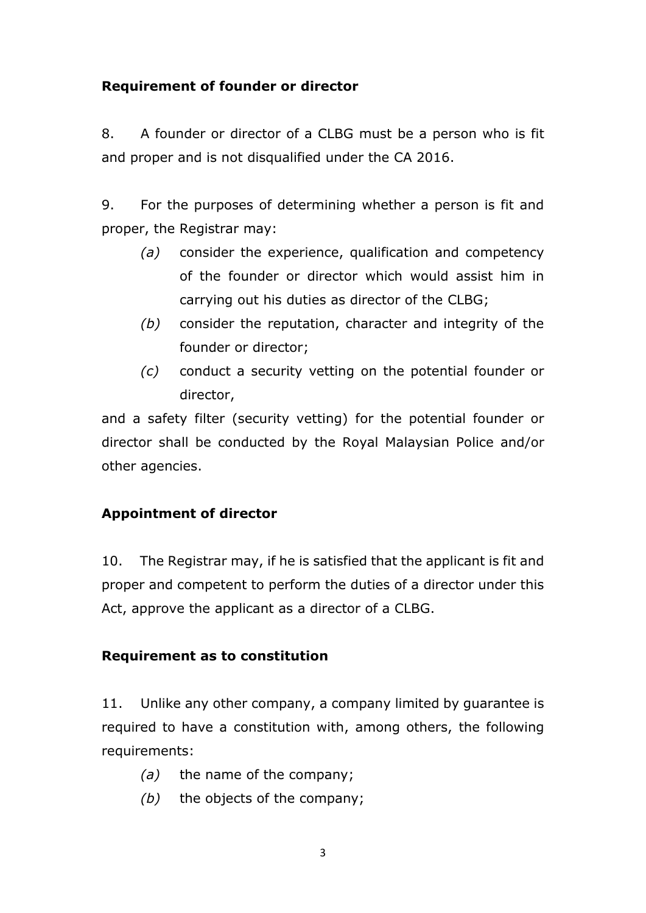**Requirement of founder or director**

8. A founder or director of a CLBG must be a person who is fit and proper and is not disqualified under the CA 2016.

9. For the purposes of determining whether a person is fit and proper, the Registrar may:

*(a)* consider the experience, qualification and competency of the founder or director which would assist him in carrying out his duties as director of the CLBG;

*(b)* consider the reputation, character and integrity of the founder or director;

*(c)* conduct a security vetting on the potential founder or director,

and a safety filter (security vetting) for the potential founder or director shall be conducted by the Royal Malaysian Police and/or other agencies.

**Appointment of director**

10. The Registrar may, if he is satisfied that the applicant is fit and proper and competent to perform the duties of a director under this Act, approve the applicant as a director of a CLBG.

**Requirement as to constitution**

11. Unlike any other company, a company limited by guarantee is required to have a constitution with, among others, the following requirements:

*(a)* the name of the company;

*(b)* the objects of the company;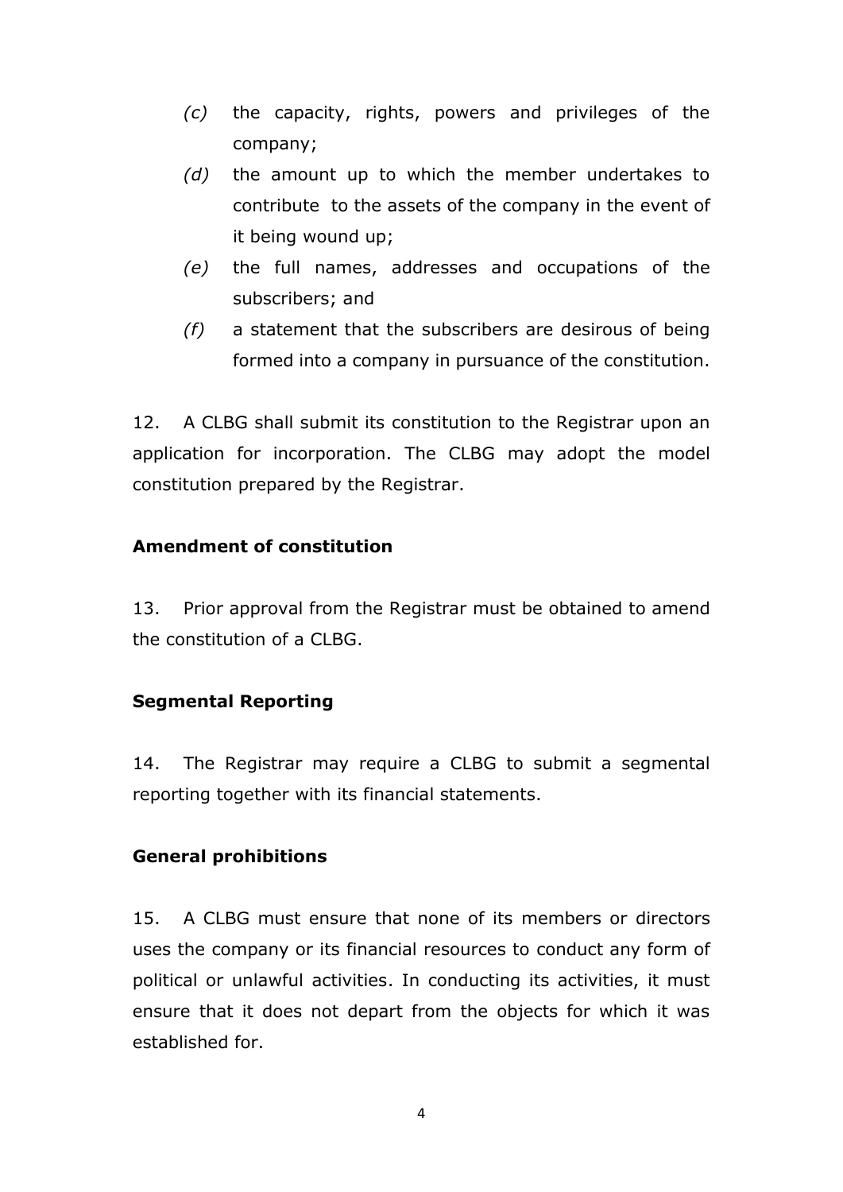- *(c)* the capacity, rights, powers and privileges of the company;
- *(d)* the amount up to which the member undertakes to contribute to the assets of the company in the event of it being wound up;
- *(e)* the full names, addresses and occupations of the subscribers; and
- *(f)* a statement that the subscribers are desirous of being formed into a company in pursuance of the constitution.

12. A CLBG shall submit its constitution to the Registrar upon an application for incorporation. The CLBG may adopt the model constitution prepared by the Registrar.

**Amendment of constitution**

13. Prior approval from the Registrar must be obtained to amend the constitution of a CLBG.

**Segmental Reporting**

14. The Registrar may require a CLBG to submit a segmental reporting together with its financial statements.

**General prohibitions**

15. A CLBG must ensure that none of its members or directors uses the company or its financial resources to conduct any form of political or unlawful activities. In conducting its activities, it must ensure that it does not depart from the objects for which it was established for.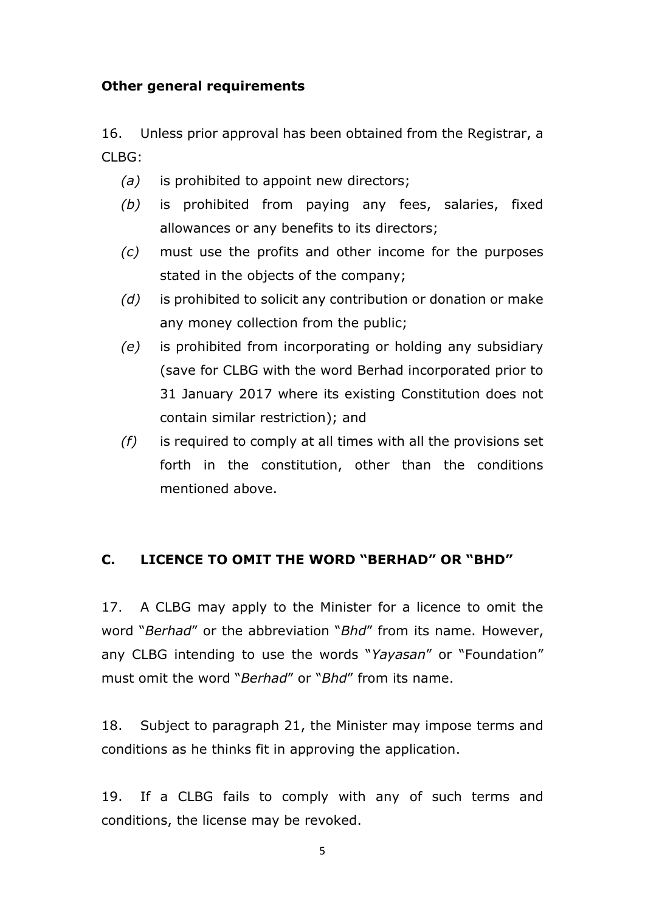**Other general requirements**

16. Unless prior approval has been obtained from the Registrar, a CLBG:

- *(a)* is prohibited to appoint new directors;
- *(b)* is prohibited from paying any fees, salaries, fixed allowances or any benefits to its directors;
- *(c)* must use the profits and other income for the purposes stated in the objects of the company;
- *(d)* is prohibited to solicit any contribution or donation or make any money collection from the public;
- *(e)* is prohibited from incorporating or holding any subsidiary (save for CLBG with the word Berhad incorporated prior to 31 January 2017 where its existing Constitution does not contain similar restriction); and
- *(f)* is required to comply at all times with all the provisions set forth in the constitution, other than the conditions mentioned above.

## C. LICENCE TO OMIT THE WORD "BERHAD" OR "BHD"

17. A CLBG may apply to the Minister for a licence to omit the word "*Berhad*" or the abbreviation "*Bhd*" from its name. However, any CLBG intending to use the words "*Yayasan*" or "Foundation" must omit the word "*Berhad*" or "*Bhd*" from its name.

18. Subject to paragraph 21, the Minister may impose terms and conditions as he thinks fit in approving the application.

19. If a CLBG fails to comply with any of such terms and conditions, the license may be revoked.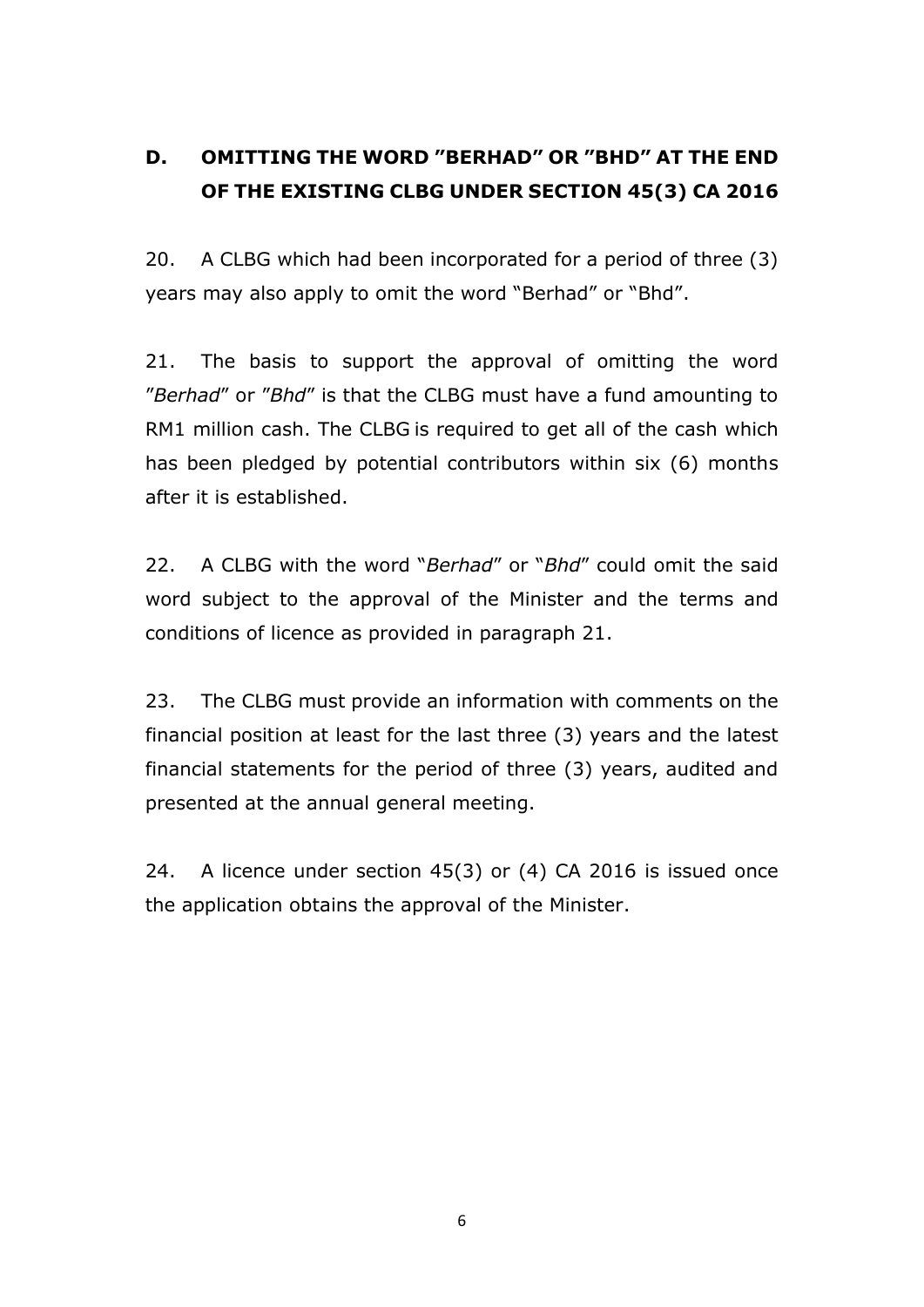## D. OMITTING THE WORD "BERHAD" OR "BHD" AT THE END OF THE EXISTING CLBG UNDER SECTION 45(3) CA 2016

20. A CLBG which had been incorporated for a period of three (3) years may also apply to omit the word "Berhad" or "Bhd".

21. The basis to support the approval of omitting the word "*Berhad*" or "*Bhd*" is that the CLBG must have a fund amounting to RM1 million cash. The CLBG is required to get all of the cash which has been pledged by potential contributors within six (6) months after it is established.

22. A CLBG with the word "*Berhad*" or "*Bhd*" could omit the said word subject to the approval of the Minister and the terms and conditions of licence as provided in paragraph 21.

23. The CLBG must provide an information with comments on the financial position at least for the last three (3) years and the latest financial statements for the period of three (3) years, audited and presented at the annual general meeting.

24. A licence under section 45(3) or (4) CA 2016 is issued once the application obtains the approval of the Minister.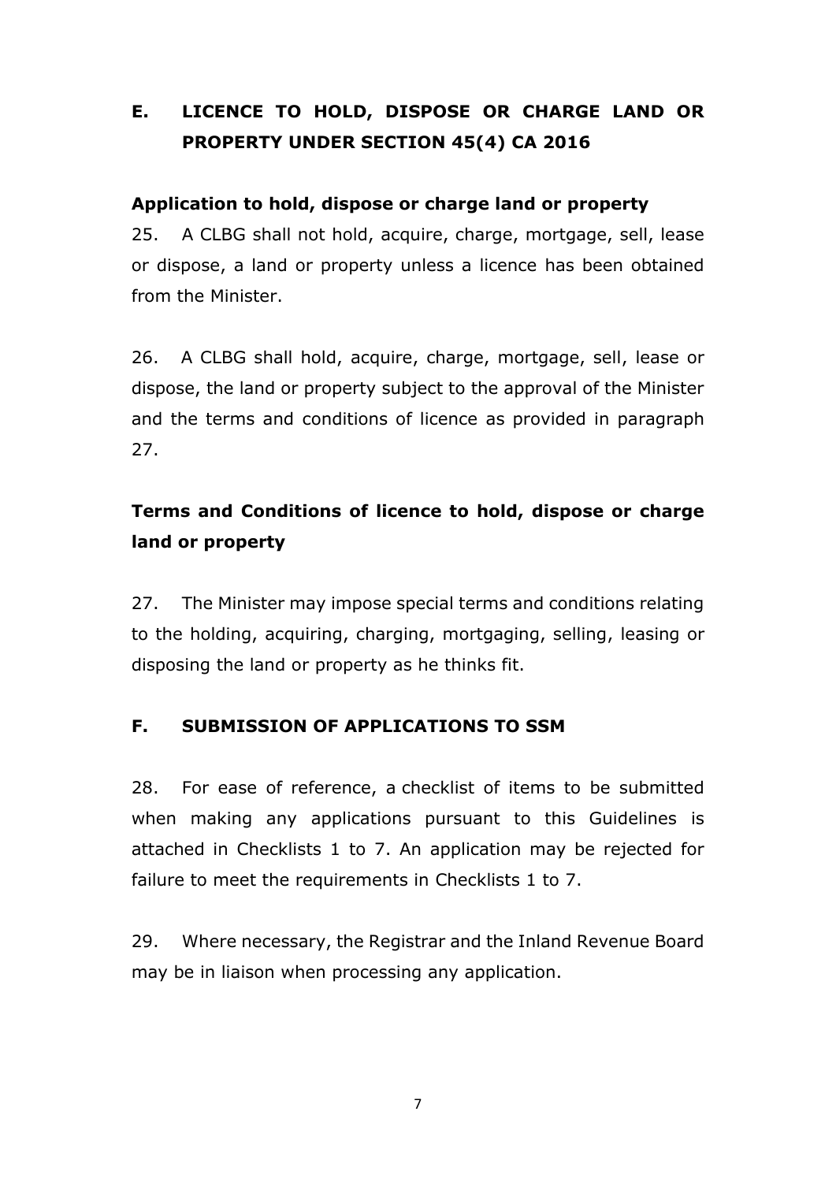## E. LICENCE TO HOLD, DISPOSE OR CHARGE LAND OR PROPERTY UNDER SECTION 45(4) CA 2016

### Application to hold, dispose or charge land or property

25. A CLBG shall not hold, acquire, charge, mortgage, sell, lease or dispose, a land or property unless a licence has been obtained from the Minister.

26. A CLBG shall hold, acquire, charge, mortgage, sell, lease or dispose, the land or property subject to the approval of the Minister and the terms and conditions of licence as provided in paragraph 27.

### Terms and Conditions of licence to hold, dispose or charge land or property

27. The Minister may impose special terms and conditions relating to the holding, acquiring, charging, mortgaging, selling, leasing or disposing the land or property as he thinks fit.

## F. SUBMISSION OF APPLICATIONS TO SSM

28. For ease of reference, a checklist of items to be submitted when making any applications pursuant to this Guidelines is attached in Checklists 1 to 7. An application may be rejected for failure to meet the requirements in Checklists 1 to 7.

29. Where necessary, the Registrar and the Inland Revenue Board may be in liaison when processing any application.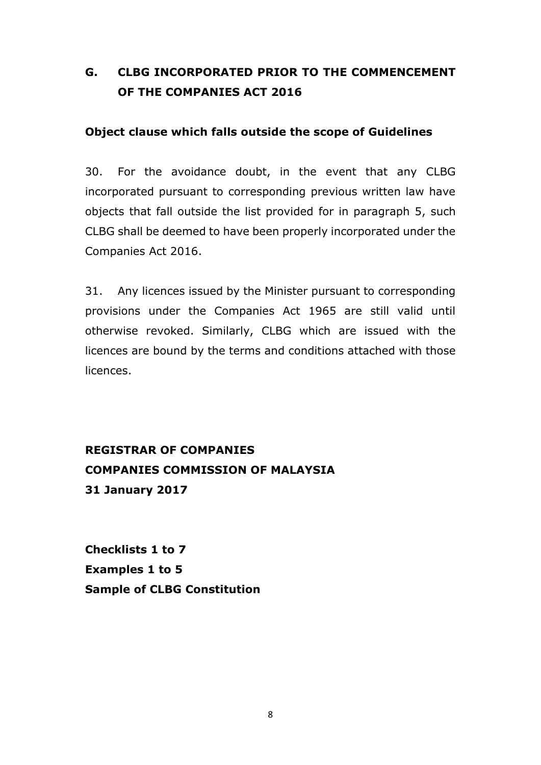## G. CLBG INCORPORATED PRIOR TO THE COMMENCEMENT OF THE COMPANIES ACT 2016

### Object clause which falls outside the scope of Guidelines

30. For the avoidance doubt, in the event that any CLBG incorporated pursuant to corresponding previous written law have objects that fall outside the list provided for in paragraph 5, such CLBG shall be deemed to have been properly incorporated under the Companies Act 2016.

31. Any licences issued by the Minister pursuant to corresponding provisions under the Companies Act 1965 are still valid until otherwise revoked. Similarly, CLBG which are issued with the licences are bound by the terms and conditions attached with those licences.

**REGISTRAR OF COMPANIES**
**COMPANIES COMMISSION OF MALAYSIA**
**31 January 2017**

**Checklists 1 to 7**
**Examples 1 to 5**
**Sample of CLBG Constitution**